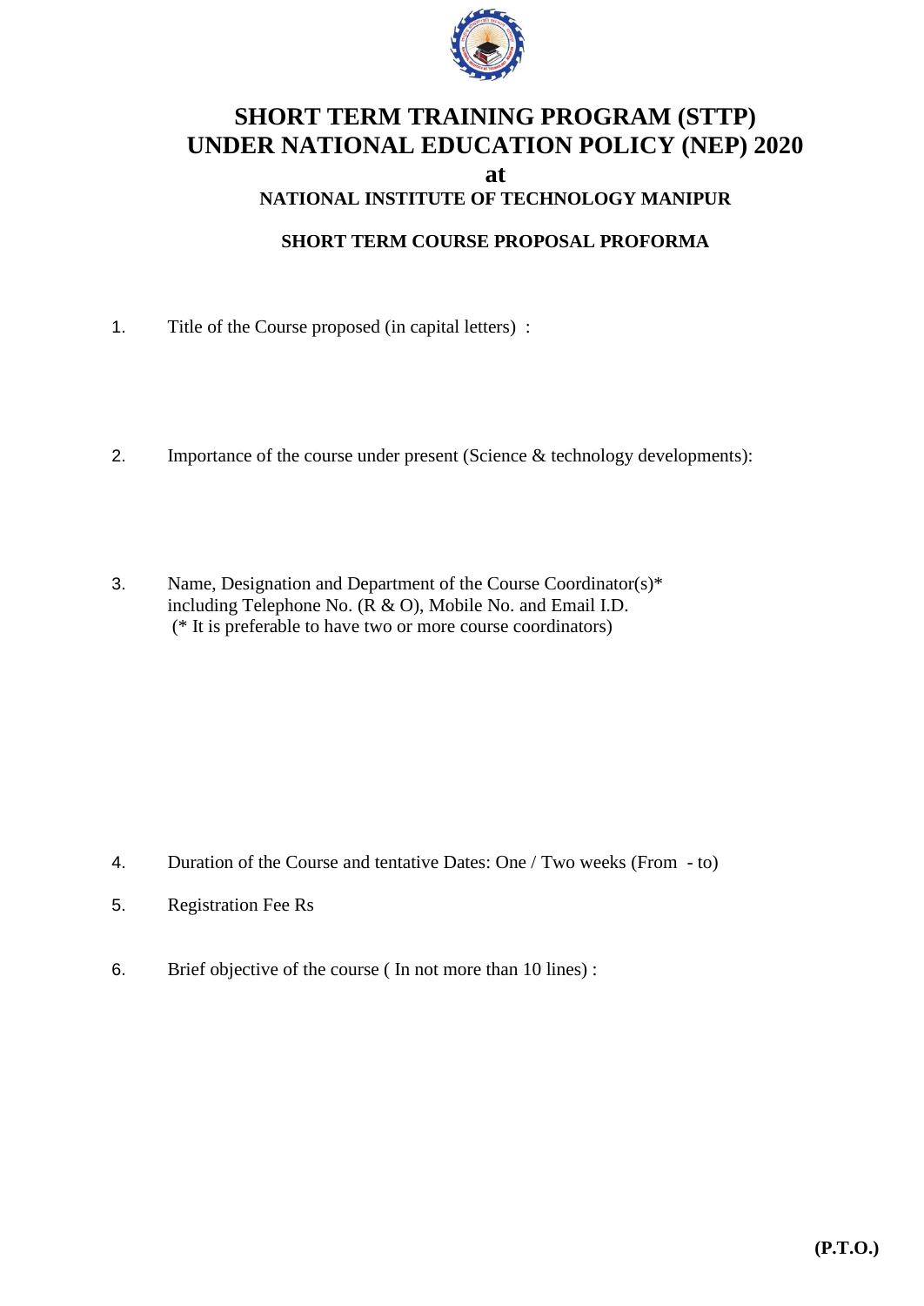# SHORT TERM TRAINING PROGRAM (STTP) UNDER NATIONAL EDUCATION POLICY (NEP) 2020

**at**

**NATIONAL INSTITUTE OF TECHNOLOGY MANIPUR**

**SHORT TERM COURSE PROPOSAL PROFORMA**

1. Title of the Course proposed (in capital letters) :

2. Importance of the course under present (Science & technology developments):

3. Name, Designation and Department of the Course Coordinator(s)* including Telephone No. (R & O), Mobile No. and Email I.D.
   (* It is preferable to have two or more course coordinators)

4. Duration of the Course and tentative Dates: One / Two weeks (From - to)

5. Registration Fee Rs

6. Brief objective of the course ( In not more than 10 lines) :

**(P.T.O.)**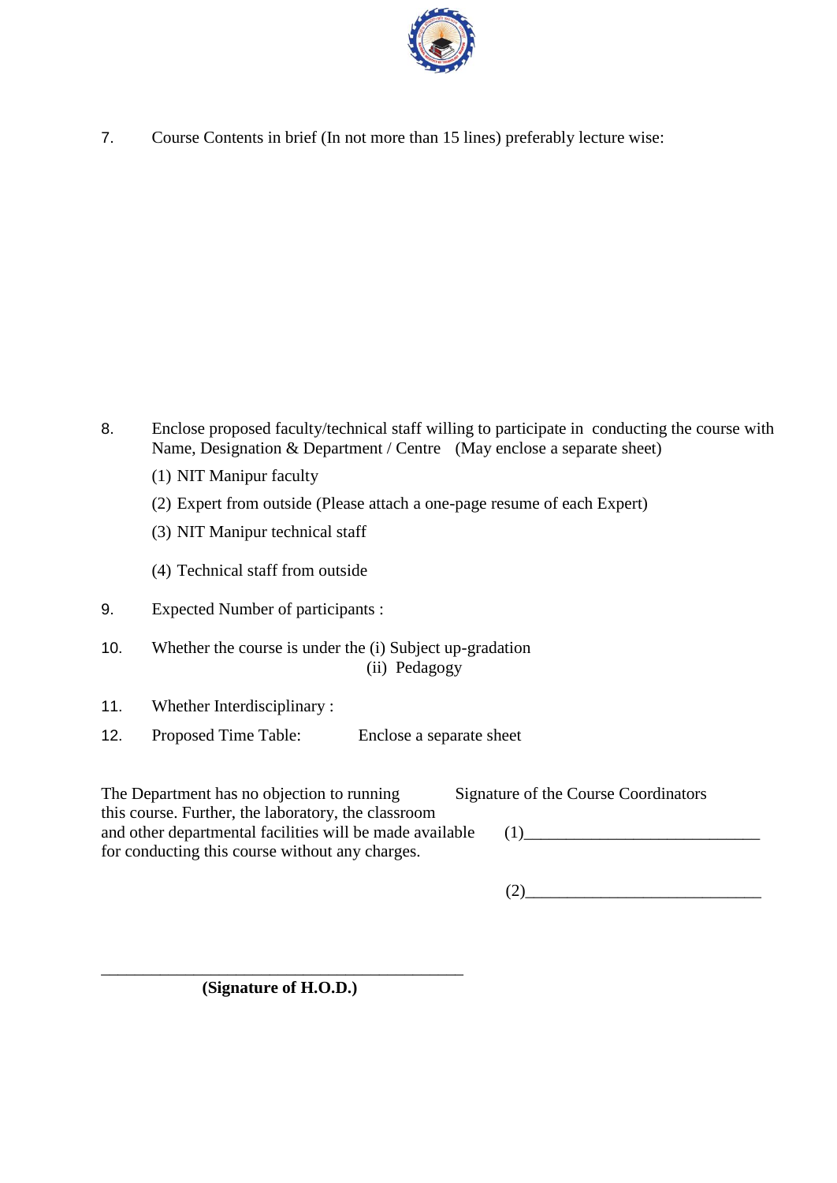7. Course Contents in brief (In not more than 15 lines) preferably lecture wise:

8. Enclose proposed faculty/technical staff willing to participate in conducting the course with Name, Designation & Department / Centre (May enclose a separate sheet)

   (1) NIT Manipur faculty

   (2) Expert from outside (Please attach a one-page resume of each Expert)

   (3) NIT Manipur technical staff

   (4) Technical staff from outside

9. Expected Number of participants :

10. Whether the course is under the (i) Subject up-gradation
    (ii) Pedagogy

11. Whether Interdisciplinary :

12. Proposed Time Table: Enclose a separate sheet

The Department has no objection to running this course. Further, the laboratory, the classroom and other departmental facilities will be made available for conducting this course without any charges.

Signature of the Course Coordinators

(1)____________________________

(2)____________________________

______________________________________________

**(Signature of H.O.D.)**